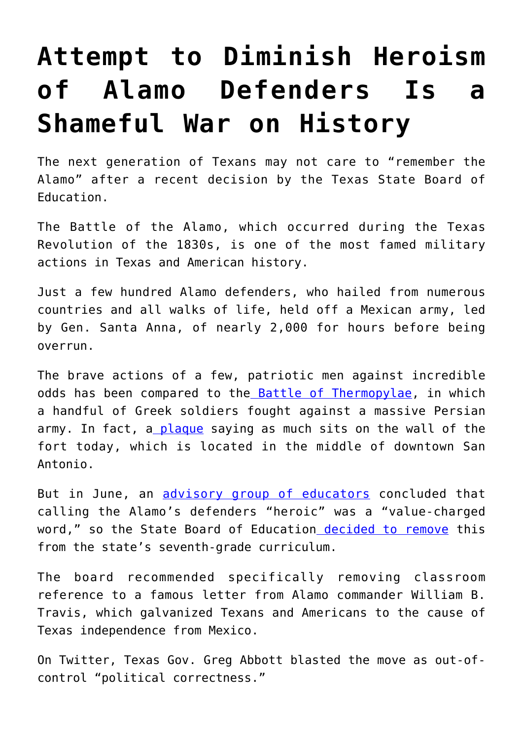# Attempt to Diminish Heroism of Alamo Defenders Is a Shameful War on History

The next generation of Texans may not care to "remember the Alamo" after a recent decision by the Texas State Board of Education.

The Battle of the Alamo, which occurred during the Texas Revolution of the 1830s, is one of the most famed military actions in Texas and American history.

Just a few hundred Alamo defenders, who hailed from numerous countries and all walks of life, held off a Mexican army, led by Gen. Santa Anna, of nearly 2,000 for hours before being overrun.

The brave actions of a few, patriotic men against incredible odds has been compared to the Battle of Thermopylae, in which a handful of Greek soldiers fought against a massive Persian army. In fact, a plaque saying as much sits on the wall of the fort today, which is located in the middle of downtown San Antonio.

But in June, an advisory group of educators concluded that calling the Alamo's defenders "heroic" was a "value-charged word," so the State Board of Education decided to remove this from the state's seventh-grade curriculum.

The board recommended specifically removing classroom reference to a famous letter from Alamo commander William B. Travis, which galvanized Texans and Americans to the cause of Texas independence from Mexico.

On Twitter, Texas Gov. Greg Abbott blasted the move as out-of-control "political correctness."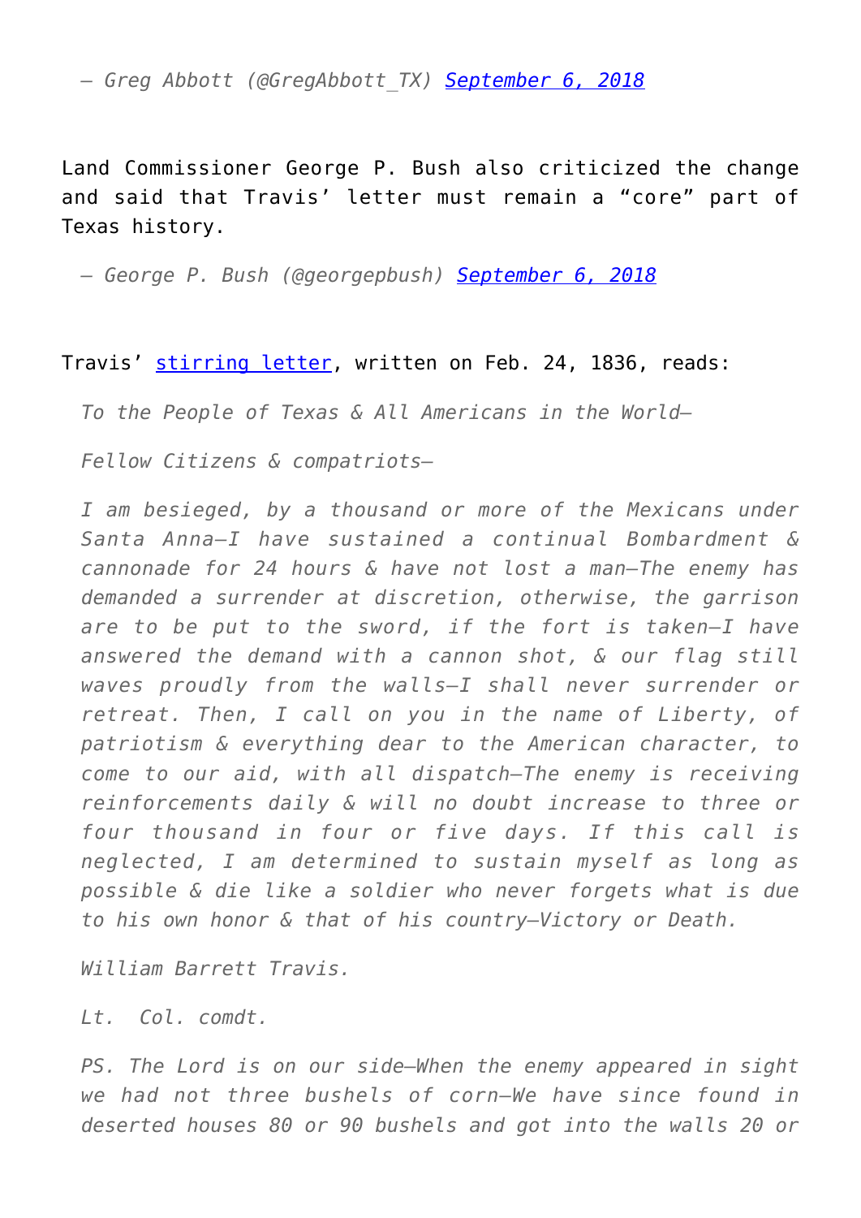— *Greg Abbott (@GregAbbott_TX) [September 6, 2018](#)*

Land Commissioner George P. Bush also criticized the change and said that Travis' letter must remain a "core" part of Texas history.

— *George P. Bush (@georgepbush) [September 6, 2018](#)*

Travis' [stirring letter](#), written on Feb. 24, 1836, reads:

> *To the People of Texas & All Americans in the World—*
>
> *Fellow Citizens & compatriots—*
>
> *I am besieged, by a thousand or more of the Mexicans under Santa Anna—I have sustained a continual Bombardment & cannonade for 24 hours & have not lost a man—The enemy has demanded a surrender at discretion, otherwise, the garrison are to be put to the sword, if the fort is taken—I have answered the demand with a cannon shot, & our flag still waves proudly from the walls—I shall never surrender or retreat. Then, I call on you in the name of Liberty, of patriotism & everything dear to the American character, to come to our aid, with all dispatch—The enemy is receiving reinforcements daily & will no doubt increase to three or four thousand in four or five days. If this call is neglected, I am determined to sustain myself as long as possible & die like a soldier who never forgets what is due to his own honor & that of his country—Victory or Death.*
>
> *William Barrett Travis.*
>
> *Lt. Col. comdt.*
>
> *PS. The Lord is on our side—When the enemy appeared in sight we had not three bushels of corn—We have since found in deserted houses 80 or 90 bushels and got into the walls 20 or*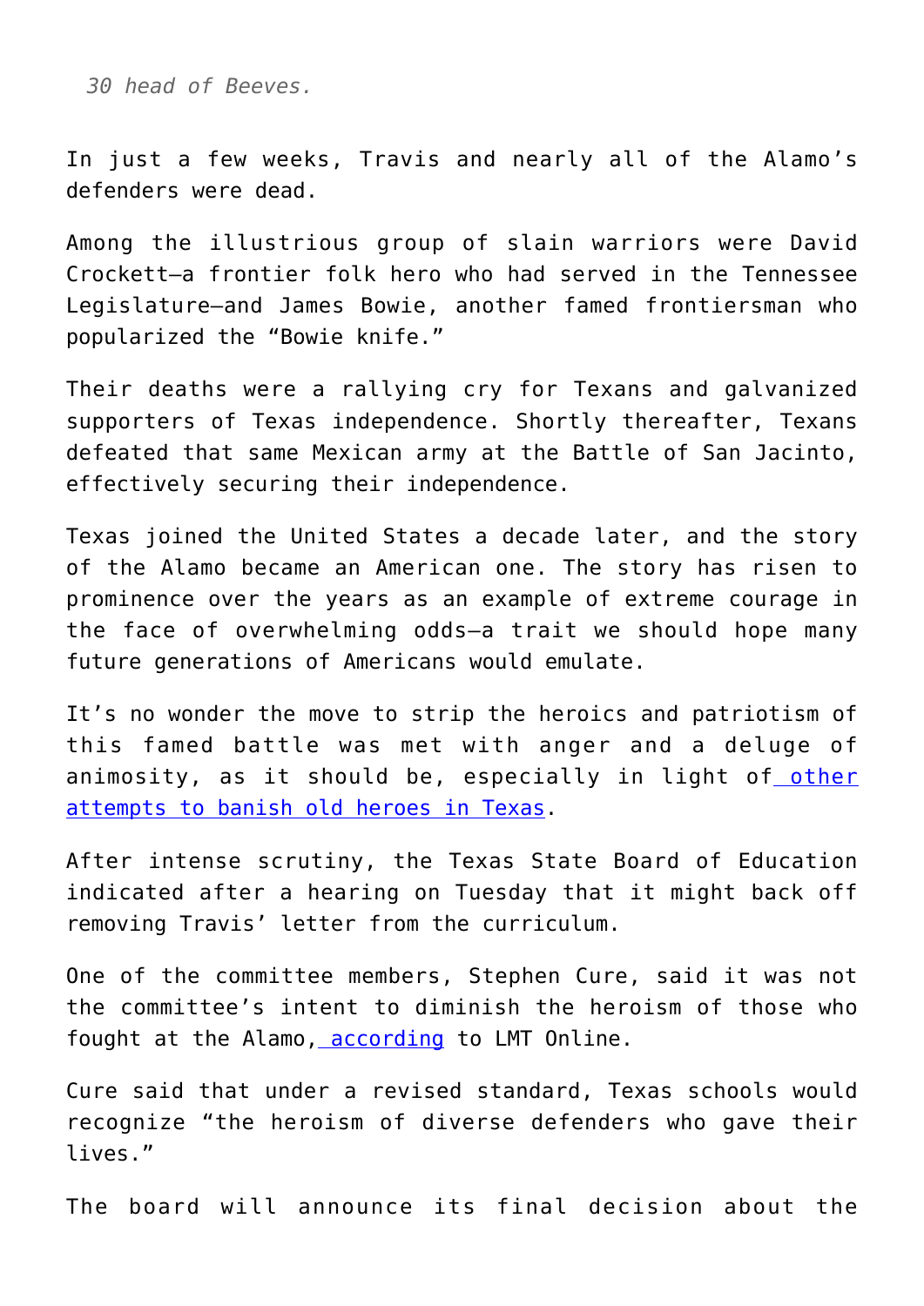*30 head of Beeves.*

In just a few weeks, Travis and nearly all of the Alamo's defenders were dead.

Among the illustrious group of slain warriors were David Crockett—a frontier folk hero who had served in the Tennessee Legislature—and James Bowie, another famed frontiersman who popularized the "Bowie knife."

Their deaths were a rallying cry for Texans and galvanized supporters of Texas independence. Shortly thereafter, Texans defeated that same Mexican army at the Battle of San Jacinto, effectively securing their independence.

Texas joined the United States a decade later, and the story of the Alamo became an American one. The story has risen to prominence over the years as an example of extreme courage in the face of overwhelming odds—a trait we should hope many future generations of Americans would emulate.

It's no wonder the move to strip the heroics and patriotism of this famed battle was met with anger and a deluge of animosity, as it should be, especially in light of other attempts to banish old heroes in Texas.

After intense scrutiny, the Texas State Board of Education indicated after a hearing on Tuesday that it might back off removing Travis' letter from the curriculum.

One of the committee members, Stephen Cure, said it was not the committee's intent to diminish the heroism of those who fought at the Alamo, according to LMT Online.

Cure said that under a revised standard, Texas schools would recognize "the heroism of diverse defenders who gave their lives."

The board will announce its final decision about the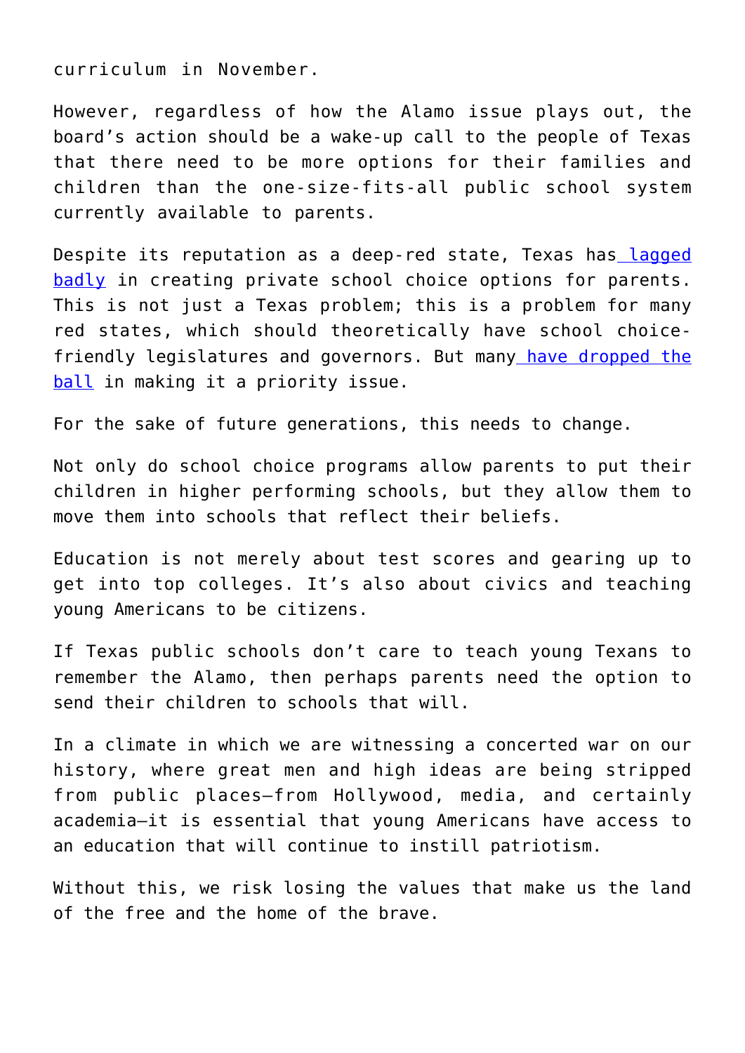curriculum in November.

However, regardless of how the Alamo issue plays out, the board's action should be a wake-up call to the people of Texas that there need to be more options for their families and children than the one-size-fits-all public school system currently available to parents.

Despite its reputation as a deep-red state, Texas has lagged badly in creating private school choice options for parents. This is not just a Texas problem; this is a problem for many red states, which should theoretically have school choice-friendly legislatures and governors. But many have dropped the ball in making it a priority issue.

For the sake of future generations, this needs to change.

Not only do school choice programs allow parents to put their children in higher performing schools, but they allow them to move them into schools that reflect their beliefs.

Education is not merely about test scores and gearing up to get into top colleges. It's also about civics and teaching young Americans to be citizens.

If Texas public schools don't care to teach young Texans to remember the Alamo, then perhaps parents need the option to send their children to schools that will.

In a climate in which we are witnessing a concerted war on our history, where great men and high ideas are being stripped from public places—from Hollywood, media, and certainly academia—it is essential that young Americans have access to an education that will continue to instill patriotism.

Without this, we risk losing the values that make us the land of the free and the home of the brave.